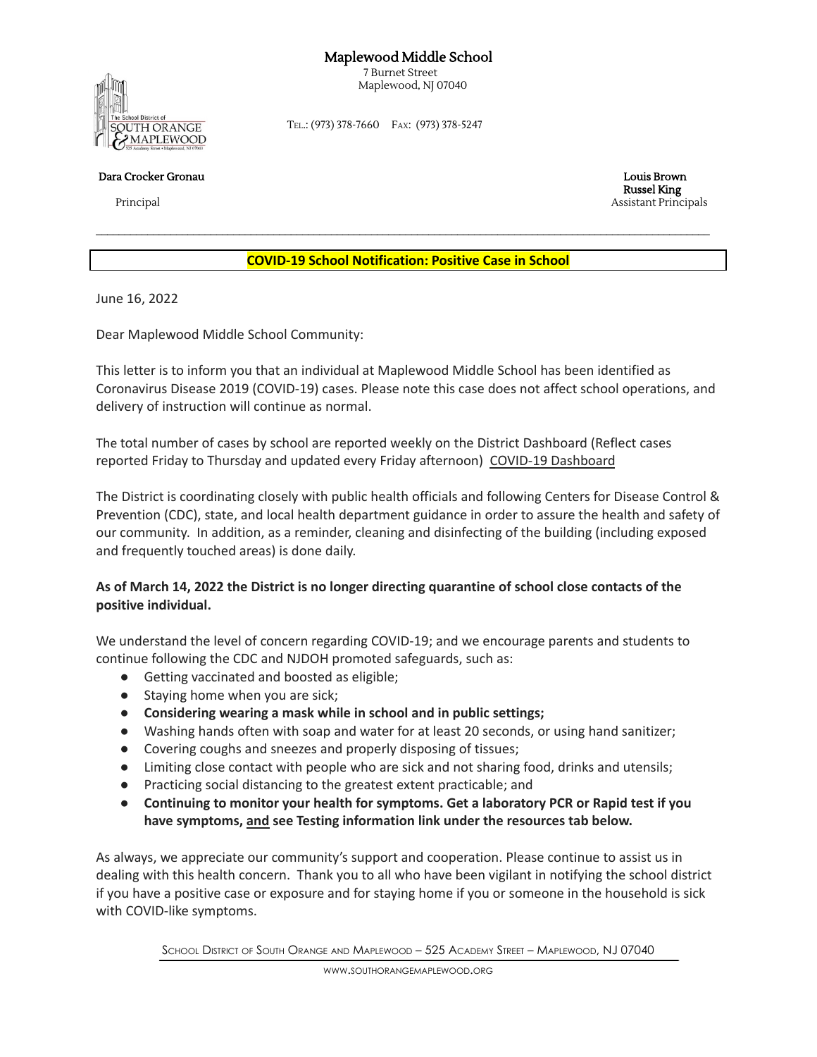# Maplewood Middle School

7 Burnet Street
Maplewood, NJ 07040

TEL.: (973) 378-7660  FAX: (973) 378-5247

**Dara Crocker Gronau**
Principal

**Louis Brown**
**Russel King**
Assistant Principals

---

**COVID-19 School Notification: Positive Case in School**

June 16, 2022

Dear Maplewood Middle School Community:

This letter is to inform you that an individual at Maplewood Middle School has been identified as Coronavirus Disease 2019 (COVID-19) cases. Please note this case does not affect school operations, and delivery of instruction will continue as normal.

The total number of cases by school are reported weekly on the District Dashboard (Reflect cases reported Friday to Thursday and updated every Friday afternoon) COVID-19 Dashboard

The District is coordinating closely with public health officials and following Centers for Disease Control & Prevention (CDC), state, and local health department guidance in order to assure the health and safety of our community. In addition, as a reminder, cleaning and disinfecting of the building (including exposed and frequently touched areas) is done daily.

**As of March 14, 2022 the District is no longer directing quarantine of school close contacts of the positive individual.**

We understand the level of concern regarding COVID-19; and we encourage parents and students to continue following the CDC and NJDOH promoted safeguards, such as:

- Getting vaccinated and boosted as eligible;
- Staying home when you are sick;
- **Considering wearing a mask while in school and in public settings;**
- Washing hands often with soap and water for at least 20 seconds, or using hand sanitizer;
- Covering coughs and sneezes and properly disposing of tissues;
- Limiting close contact with people who are sick and not sharing food, drinks and utensils;
- Practicing social distancing to the greatest extent practicable; and
- **Continuing to monitor your health for symptoms. Get a laboratory PCR or Rapid test if you have symptoms, and see Testing information link under the resources tab below.**

As always, we appreciate our community's support and cooperation. Please continue to assist us in dealing with this health concern. Thank you to all who have been vigilant in notifying the school district if you have a positive case or exposure and for staying home if you or someone in the household is sick with COVID-like symptoms.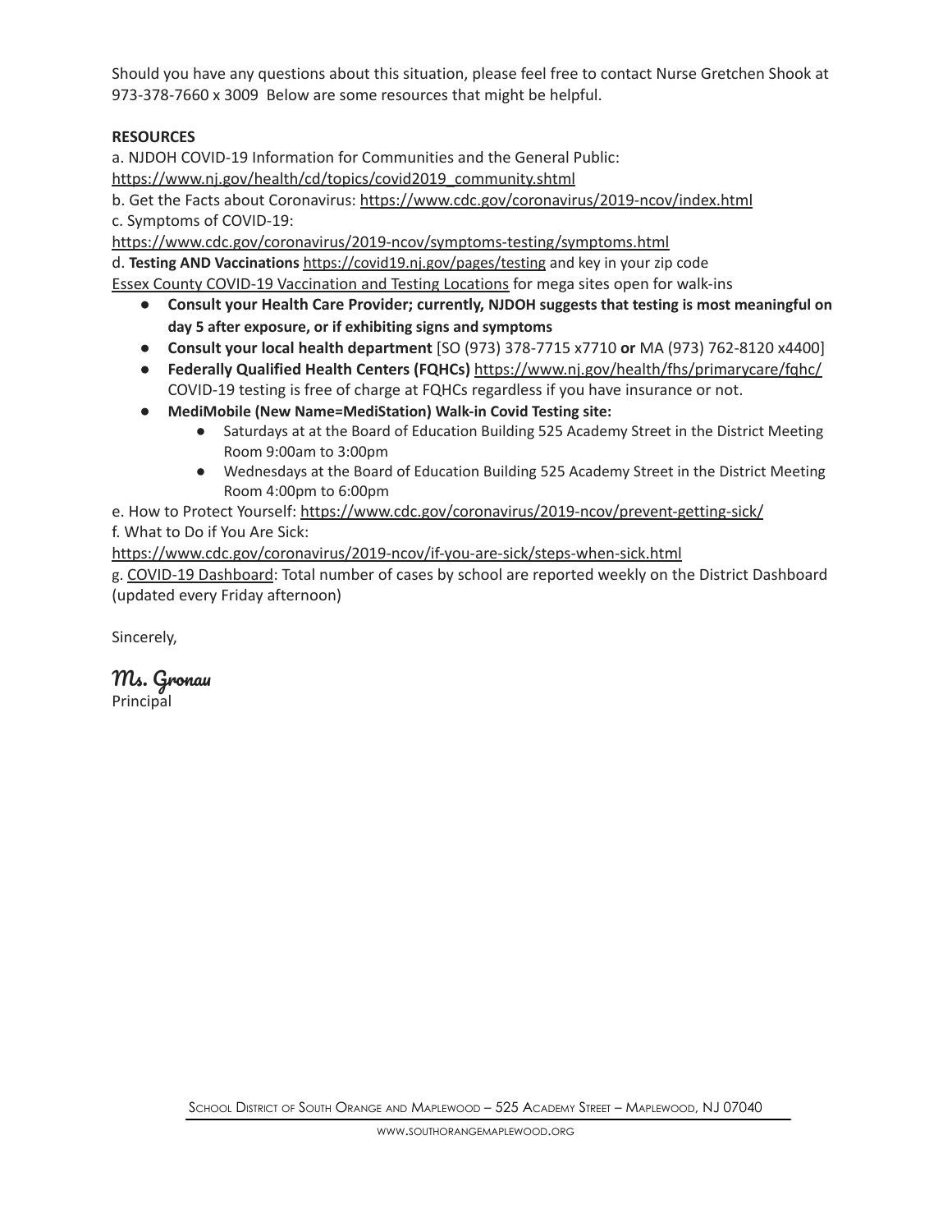Should you have any questions about this situation, please feel free to contact Nurse Gretchen Shook at 973-378-7660 x 3009 Below are some resources that might be helpful.

**RESOURCES**

a. NJDOH COVID-19 Information for Communities and the General Public: https://www.nj.gov/health/cd/topics/covid2019_community.shtml

b. Get the Facts about Coronavirus: https://www.cdc.gov/coronavirus/2019-ncov/index.html

c. Symptoms of COVID-19: https://www.cdc.gov/coronavirus/2019-ncov/symptoms-testing/symptoms.html

d. **Testing AND Vaccinations** https://covid19.nj.gov/pages/testing and key in your zip code Essex County COVID-19 Vaccination and Testing Locations for mega sites open for walk-ins

- **Consult your Health Care Provider; currently, NJDOH suggests that testing is most meaningful on day 5 after exposure, or if exhibiting signs and symptoms**
- **Consult your local health department** [SO (973) 378-7715 x7710 **or** MA (973) 762-8120 x4400]
- **Federally Qualified Health Centers (FQHCs)** https://www.nj.gov/health/fhs/primarycare/fqhc/ COVID-19 testing is free of charge at FQHCs regardless if you have insurance or not.
- **MediMobile (New Name=MediStation) Walk-in Covid Testing site:**
  - Saturdays at at the Board of Education Building 525 Academy Street in the District Meeting Room 9:00am to 3:00pm
  - Wednesdays at the Board of Education Building 525 Academy Street in the District Meeting Room 4:00pm to 6:00pm

e. How to Protect Yourself: https://www.cdc.gov/coronavirus/2019-ncov/prevent-getting-sick/

f. What to Do if You Are Sick: https://www.cdc.gov/coronavirus/2019-ncov/if-you-are-sick/steps-when-sick.html

g. COVID-19 Dashboard: Total number of cases by school are reported weekly on the District Dashboard (updated every Friday afternoon)

Sincerely,

Ms. Gronau
Principal

SCHOOL DISTRICT OF SOUTH ORANGE AND MAPLEWOOD – 525 ACADEMY STREET – MAPLEWOOD, NJ 07040

WWW.SOUTHORANGEMAPLEWOOD.ORG